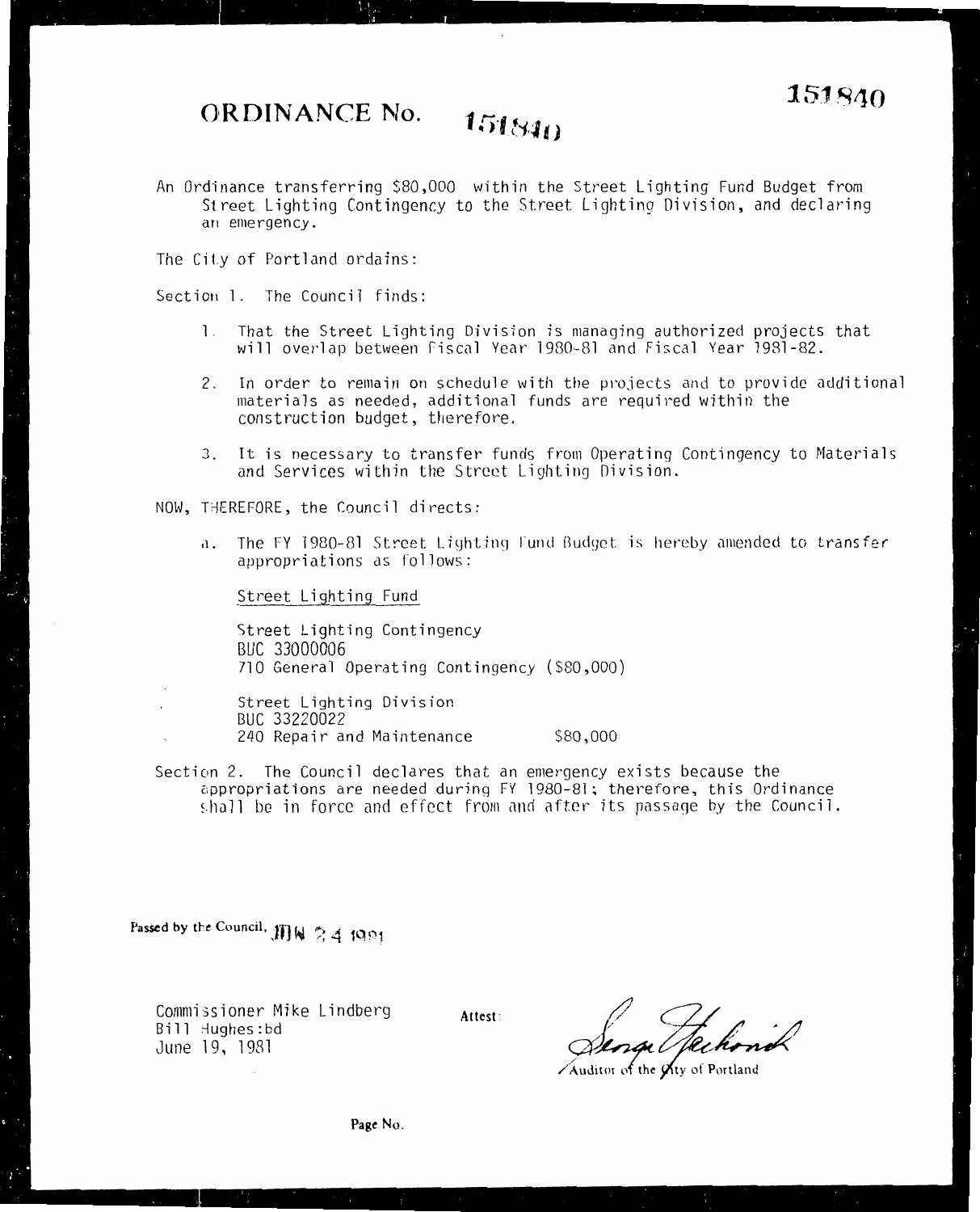151840

# ORDINANCE No. 151840

An Ordinance transferring $80,000 within the Street Lighting Fund Budget from Street Lighting Contingency to the Street Lighting Division, and declaring an emergency.

The City of Portland ordains:

Section 1. The Council finds:

1. That the Street Lighting Division is managing authorized projects that will overlap between Fiscal Year 1980-81 and Fiscal Year 1981-82.
2. In order to remain on schedule with the projects and to provide additional materials as needed, additional funds are required within the construction budget, therefore.
3. It is necessary to transfer funds from Operating Contingency to Materials and Services within the Street Lighting Division.

NOW, THEREFORE, the Council directs:

a. The FY 1980-81 Street Lighting Fund Budget is hereby amended to transfer appropriations as follows:

Street Lighting Fund

Street Lighting Contingency
BUC 33000006
710 General Operating Contingency ($80,000)

Street Lighting Division
BUC 33220022
240 Repair and Maintenance $80,000

Section 2. The Council declares that an emergency exists because the appropriations are needed during FY 1980-81; therefore, this Ordinance shall be in force and effect from and after its passage by the Council.

Passed by the Council, JUN 24 1981

Commissioner Mike Lindberg
Bill Hughes:bd
June 19, 1981

Attest:

Auditor of the City of Portland

Page No.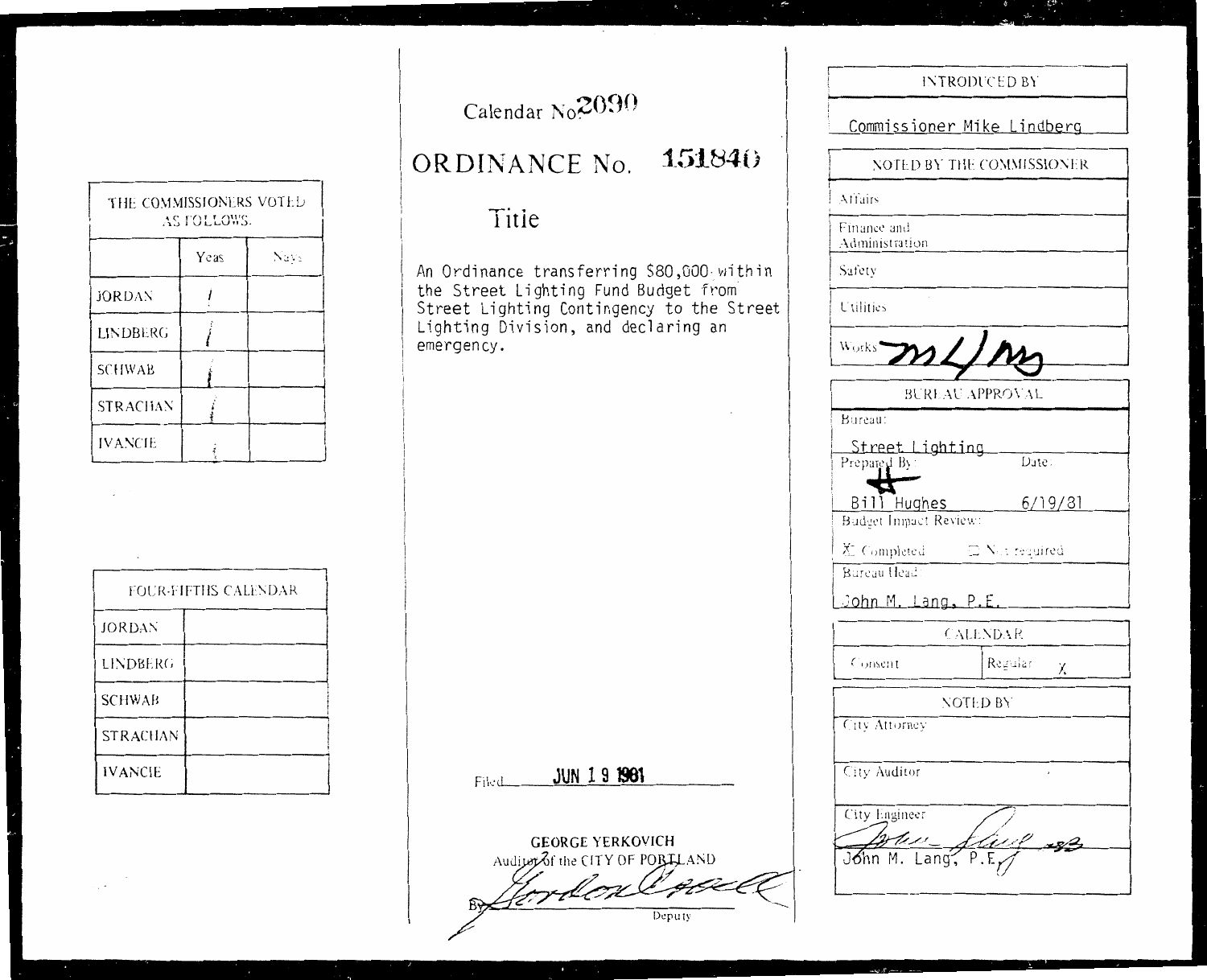| THE COMMISSIONERS VOTED AS FOLLOWS: | | |
|---|---|---|
| | Yeas | Nays |
| JORDAN | / | |
| LINDBERG | / | |
| SCHWAB | / | |
| STRACHAN | / | |
| IVANCIE | / | |

| FOUR-FIFTHS CALENDAR | |
|---|---|
| JORDAN | |
| LINDBERG | |
| SCHWAB | |
| STRACHAN | |
| IVANCIE | |

Calendar No. 2090

# ORDINANCE No. 151840

## Title

An Ordinance transferring $80,000 within the Street Lighting Fund Budget from Street Lighting Contingency to the Street Lighting Division, and declaring an emergency.

Filed JUN 19 1981

**GEORGE YERKOVICH**
Auditor of the CITY OF PORTLAND

By Deputy

| INTRODUCED BY |
|---|
| Commissioner Mike Lindberg |

| NOTED BY THE COMMISSIONER |
|---|
| Affairs |
| Finance and Administration |
| Safety |
| Utilities |
| Works ML/MB |

| BUREAU APPROVAL | |
|---|---|
| Bureau: Street Lighting | |
| Prepared By: Bill Hughes | Date: 6/19/81 |
| Budget Impact Review: ☒ Completed | ☐ Not required |
| Bureau Head: John M. Lang, P.E. | |

| CALENDAR | |
|---|---|
| Consent | Regular X |

| NOTED BY |
|---|
| City Attorney |
| City Auditor |
| City Engineer John M. Lang, P.E. |